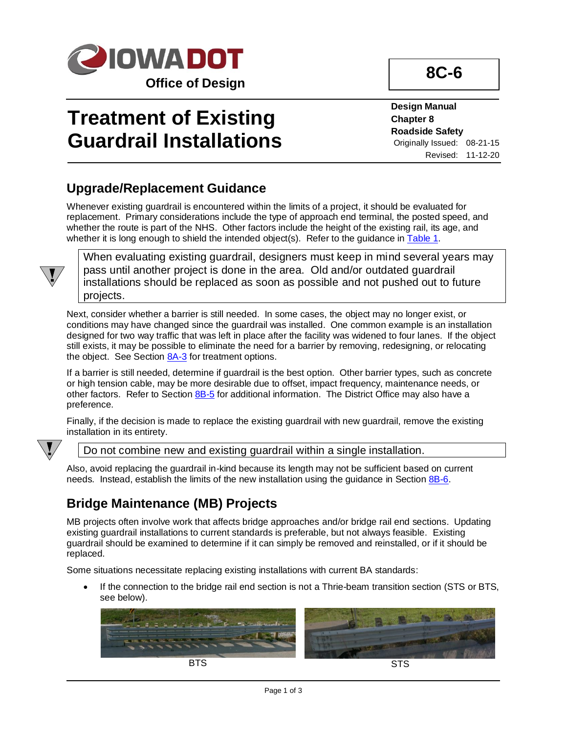IOWA DOT
Office of Design

**8C-6**

# Treatment of Existing Guardrail Installations

**Design Manual**
**Chapter 8**
**Roadside Safety**
Originally Issued: 08-21-15
Revised: 11-12-20

## Upgrade/Replacement Guidance

Whenever existing guardrail is encountered within the limits of a project, it should be evaluated for replacement. Primary considerations include the type of approach end terminal, the posted speed, and whether the route is part of the NHS. Other factors include the height of the existing rail, its age, and whether it is long enough to shield the intended object(s). Refer to the guidance in Table 1.

> When evaluating existing guardrail, designers must keep in mind several years may pass until another project is done in the area. Old and/or outdated guardrail installations should be replaced as soon as possible and not pushed out to future projects.

Next, consider whether a barrier is still needed. In some cases, the object may no longer exist, or conditions may have changed since the guardrail was installed. One common example is an installation designed for two way traffic that was left in place after the facility was widened to four lanes. If the object still exists, it may be possible to eliminate the need for a barrier by removing, redesigning, or relocating the object. See Section 8A-3 for treatment options.

If a barrier is still needed, determine if guardrail is the best option. Other barrier types, such as concrete or high tension cable, may be more desirable due to offset, impact frequency, maintenance needs, or other factors. Refer to Section 8B-5 for additional information. The District Office may also have a preference.

Finally, if the decision is made to replace the existing guardrail with new guardrail, remove the existing installation in its entirety.

> Do not combine new and existing guardrail within a single installation.

Also, avoid replacing the guardrail in-kind because its length may not be sufficient based on current needs. Instead, establish the limits of the new installation using the guidance in Section 8B-6.

## Bridge Maintenance (MB) Projects

MB projects often involve work that affects bridge approaches and/or bridge rail end sections. Updating existing guardrail installations to current standards is preferable, but not always feasible. Existing guardrail should be examined to determine if it can simply be removed and reinstalled, or if it should be replaced.

Some situations necessitate replacing existing installations with current BA standards:

- If the connection to the bridge rail end section is not a Thrie-beam transition section (STS or BTS, see below).

BTS

STS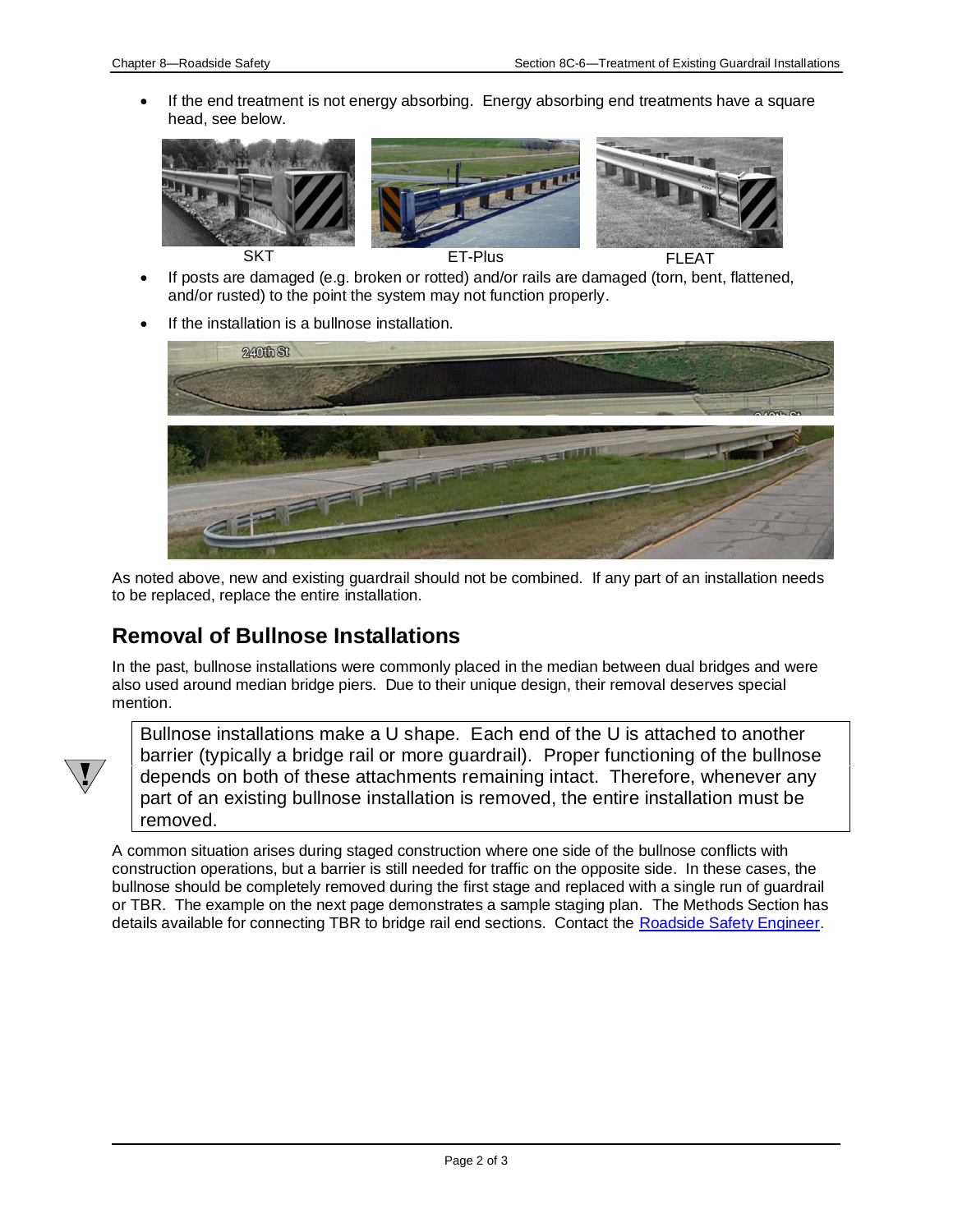- If the end treatment is not energy absorbing. Energy absorbing end treatments have a square head, see below.

SKT ET-Plus FLEAT

- If posts are damaged (e.g. broken or rotted) and/or rails are damaged (torn, bent, flattened, and/or rusted) to the point the system may not function properly.
- If the installation is a bullnose installation.

As noted above, new and existing guardrail should not be combined. If any part of an installation needs to be replaced, replace the entire installation.

## Removal of Bullnose Installations

In the past, bullnose installations were commonly placed in the median between dual bridges and were also used around median bridge piers. Due to their unique design, their removal deserves special mention.

> Bullnose installations make a U shape. Each end of the U is attached to another barrier (typically a bridge rail or more guardrail). Proper functioning of the bullnose depends on both of these attachments remaining intact. Therefore, whenever any part of an existing bullnose installation is removed, the entire installation must be removed.

A common situation arises during staged construction where one side of the bullnose conflicts with construction operations, but a barrier is still needed for traffic on the opposite side. In these cases, the bullnose should be completely removed during the first stage and replaced with a single run of guardrail or TBR. The example on the next page demonstrates a sample staging plan. The Methods Section has details available for connecting TBR to bridge rail end sections. Contact the Roadside Safety Engineer.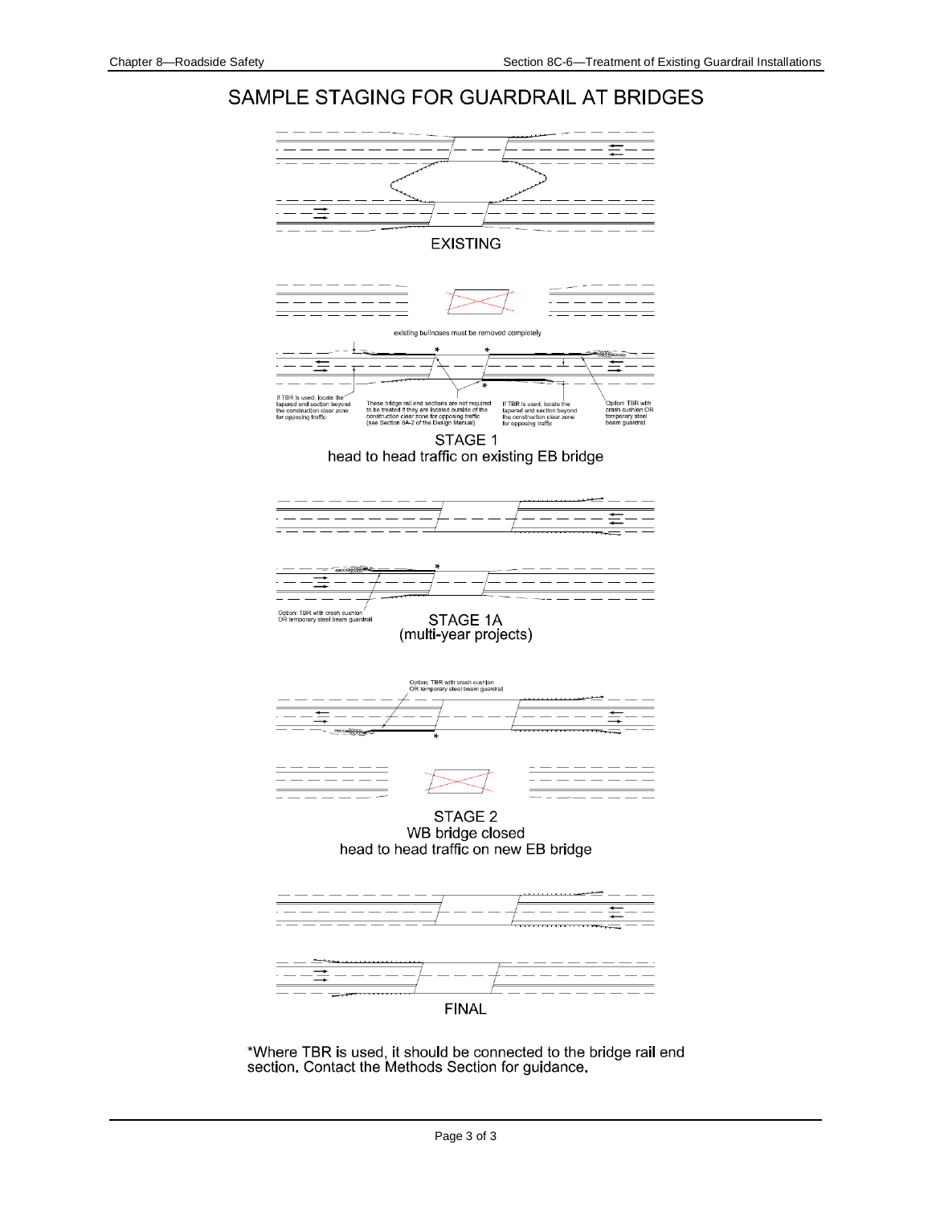# SAMPLE STAGING FOR GUARDRAIL AT BRIDGES

EXISTING

existing bullnoses must be removed completely

If TBR is used, locate the tapered end section beyond the construction clear zone for opposing traffic

These bridge rail end sections are not required to be treated if they are located outside of the construction clear zone for opposing traffic (see Section 8A-2 of the Design Manual)

If TBR is used, locate the tapered end section beyond the construction clear zone for opposing traffic

Option: TBR with crash cushion OR temporary steel beam guardrail

STAGE 1
head to head traffic on existing EB bridge

Option: TBR with crash cushion OR temporary steel beam guardrail

STAGE 1A
(multi-year projects)

Option: TBR with crash cushion OR temporary steel beam guardrail

STAGE 2
WB bridge closed
head to head traffic on new EB bridge

FINAL

*Where TBR is used, it should be connected to the bridge rail end section. Contact the Methods Section for guidance.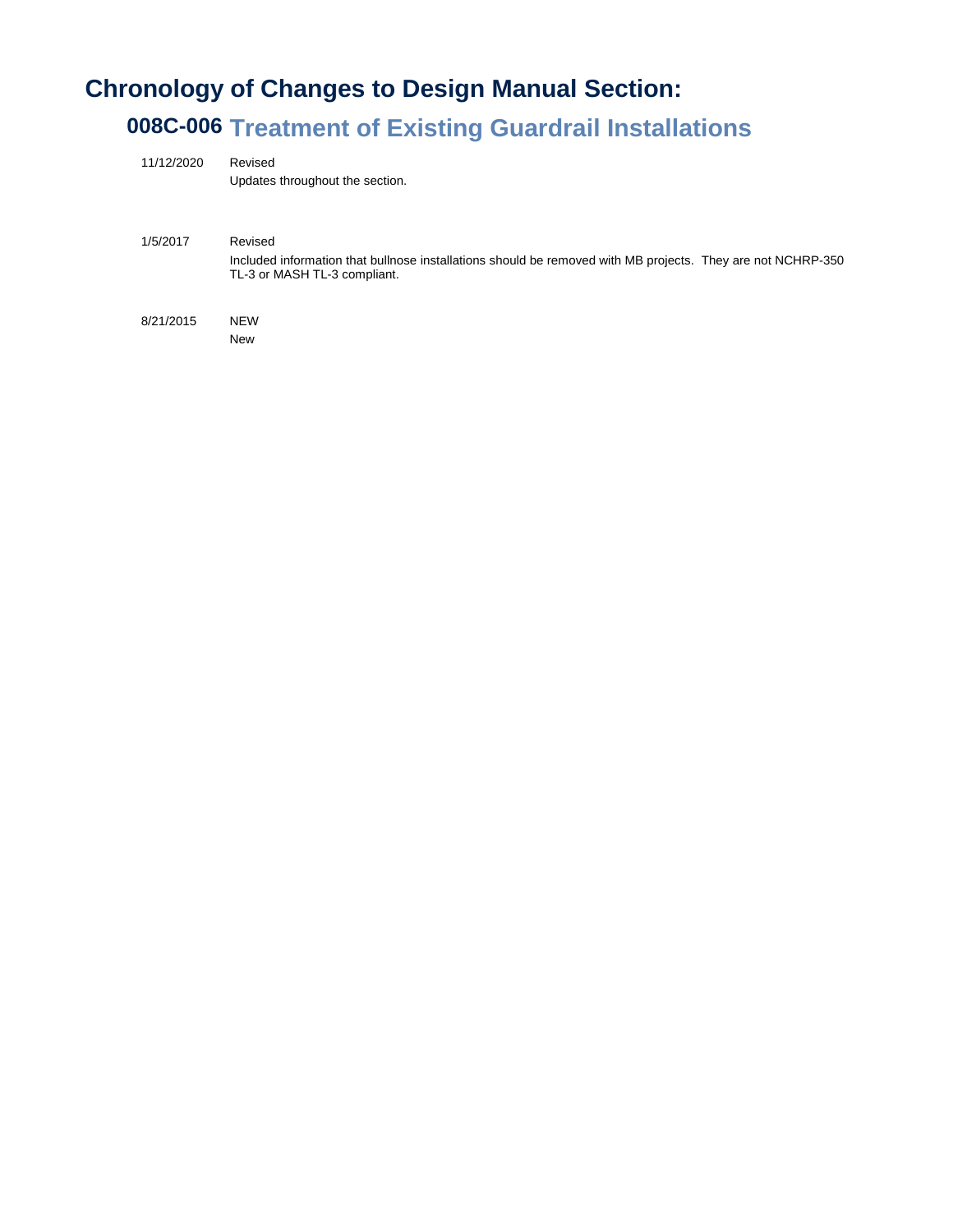# Chronology of Changes to Design Manual Section:

## 008C-006 Treatment of Existing Guardrail Installations

11/12/2020 Revised

Updates throughout the section.

1/5/2017 Revised

Included information that bullnose installations should be removed with MB projects. They are not NCHRP-350 TL-3 or MASH TL-3 compliant.

8/21/2015 NEW

New